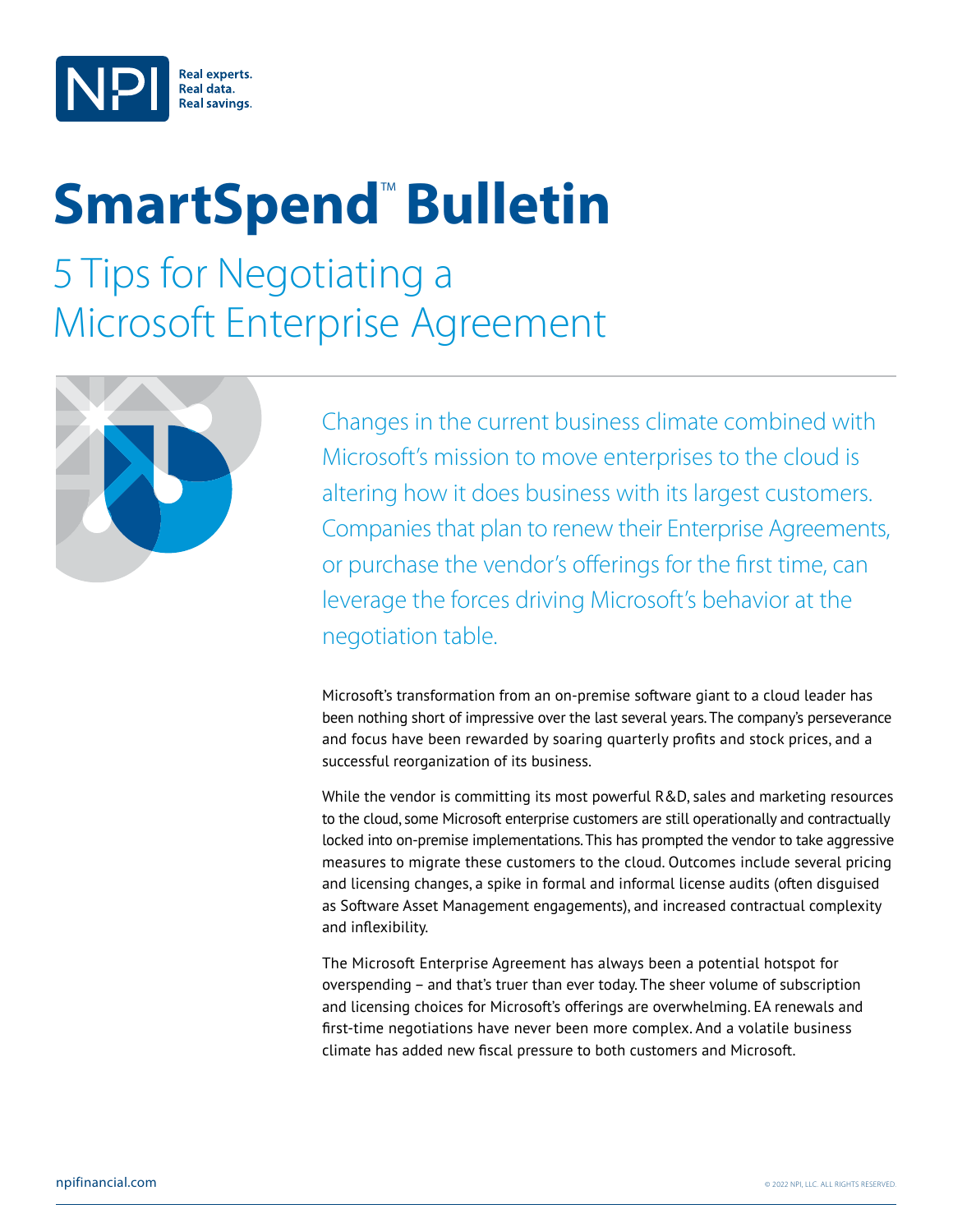Real experts.
Real data.
Real savings.

# SmartSpend™ Bulletin

## 5 Tips for Negotiating a Microsoft Enterprise Agreement

Changes in the current business climate combined with Microsoft's mission to move enterprises to the cloud is altering how it does business with its largest customers. Companies that plan to renew their Enterprise Agreements, or purchase the vendor's offerings for the first time, can leverage the forces driving Microsoft's behavior at the negotiation table.

Microsoft's transformation from an on-premise software giant to a cloud leader has been nothing short of impressive over the last several years. The company's perseverance and focus have been rewarded by soaring quarterly profits and stock prices, and a successful reorganization of its business.

While the vendor is committing its most powerful R&D, sales and marketing resources to the cloud, some Microsoft enterprise customers are still operationally and contractually locked into on-premise implementations. This has prompted the vendor to take aggressive measures to migrate these customers to the cloud. Outcomes include several pricing and licensing changes, a spike in formal and informal license audits (often disguised as Software Asset Management engagements), and increased contractual complexity and inflexibility.

The Microsoft Enterprise Agreement has always been a potential hotspot for overspending – and that's truer than ever today. The sheer volume of subscription and licensing choices for Microsoft's offerings are overwhelming. EA renewals and first-time negotiations have never been more complex. And a volatile business climate has added new fiscal pressure to both customers and Microsoft.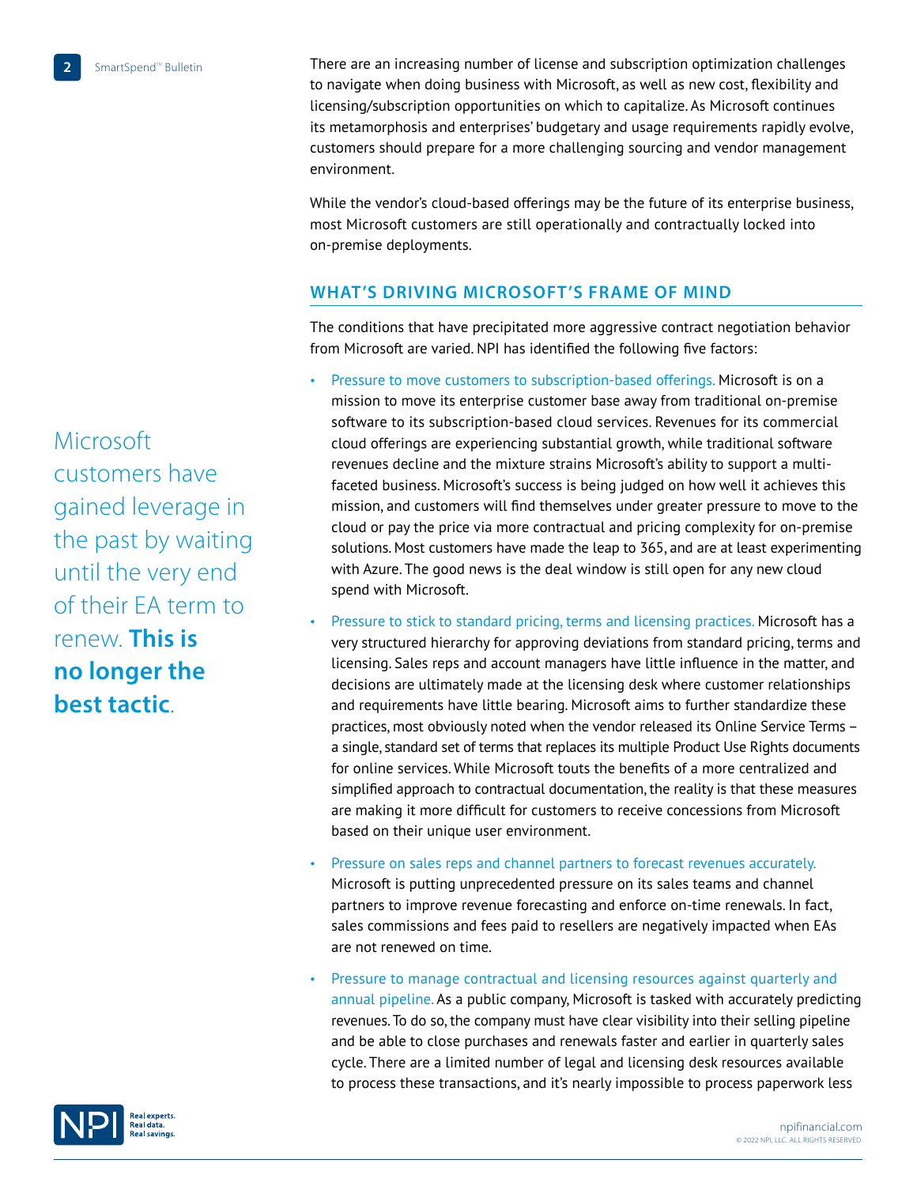There are an increasing number of license and subscription optimization challenges to navigate when doing business with Microsoft, as well as new cost, flexibility and licensing/subscription opportunities on which to capitalize. As Microsoft continues its metamorphosis and enterprises' budgetary and usage requirements rapidly evolve, customers should prepare for a more challenging sourcing and vendor management environment.

While the vendor's cloud-based offerings may be the future of its enterprise business, most Microsoft customers are still operationally and contractually locked into on-premise deployments.

> Microsoft customers have gained leverage in the past by waiting until the very end of their EA term to renew. **This is no longer the best tactic**.

## WHAT'S DRIVING MICROSOFT'S FRAME OF MIND

The conditions that have precipitated more aggressive contract negotiation behavior from Microsoft are varied. NPI has identified the following five factors:

- Pressure to move customers to subscription-based offerings. Microsoft is on a mission to move its enterprise customer base away from traditional on-premise software to its subscription-based cloud services. Revenues for its commercial cloud offerings are experiencing substantial growth, while traditional software revenues decline and the mixture strains Microsoft's ability to support a multi-faceted business. Microsoft's success is being judged on how well it achieves this mission, and customers will find themselves under greater pressure to move to the cloud or pay the price via more contractual and pricing complexity for on-premise solutions. Most customers have made the leap to 365, and are at least experimenting with Azure. The good news is the deal window is still open for any new cloud spend with Microsoft.
- Pressure to stick to standard pricing, terms and licensing practices. Microsoft has a very structured hierarchy for approving deviations from standard pricing, terms and licensing. Sales reps and account managers have little influence in the matter, and decisions are ultimately made at the licensing desk where customer relationships and requirements have little bearing. Microsoft aims to further standardize these practices, most obviously noted when the vendor released its Online Service Terms – a single, standard set of terms that replaces its multiple Product Use Rights documents for online services. While Microsoft touts the benefits of a more centralized and simplified approach to contractual documentation, the reality is that these measures are making it more difficult for customers to receive concessions from Microsoft based on their unique user environment.
- Pressure on sales reps and channel partners to forecast revenues accurately. Microsoft is putting unprecedented pressure on its sales teams and channel partners to improve revenue forecasting and enforce on-time renewals. In fact, sales commissions and fees paid to resellers are negatively impacted when EAs are not renewed on time.
- Pressure to manage contractual and licensing resources against quarterly and annual pipeline. As a public company, Microsoft is tasked with accurately predicting revenues. To do so, the company must have clear visibility into their selling pipeline and be able to close purchases and renewals faster and earlier in quarterly sales cycle. There are a limited number of legal and licensing desk resources available to process these transactions, and it's nearly impossible to process paperwork less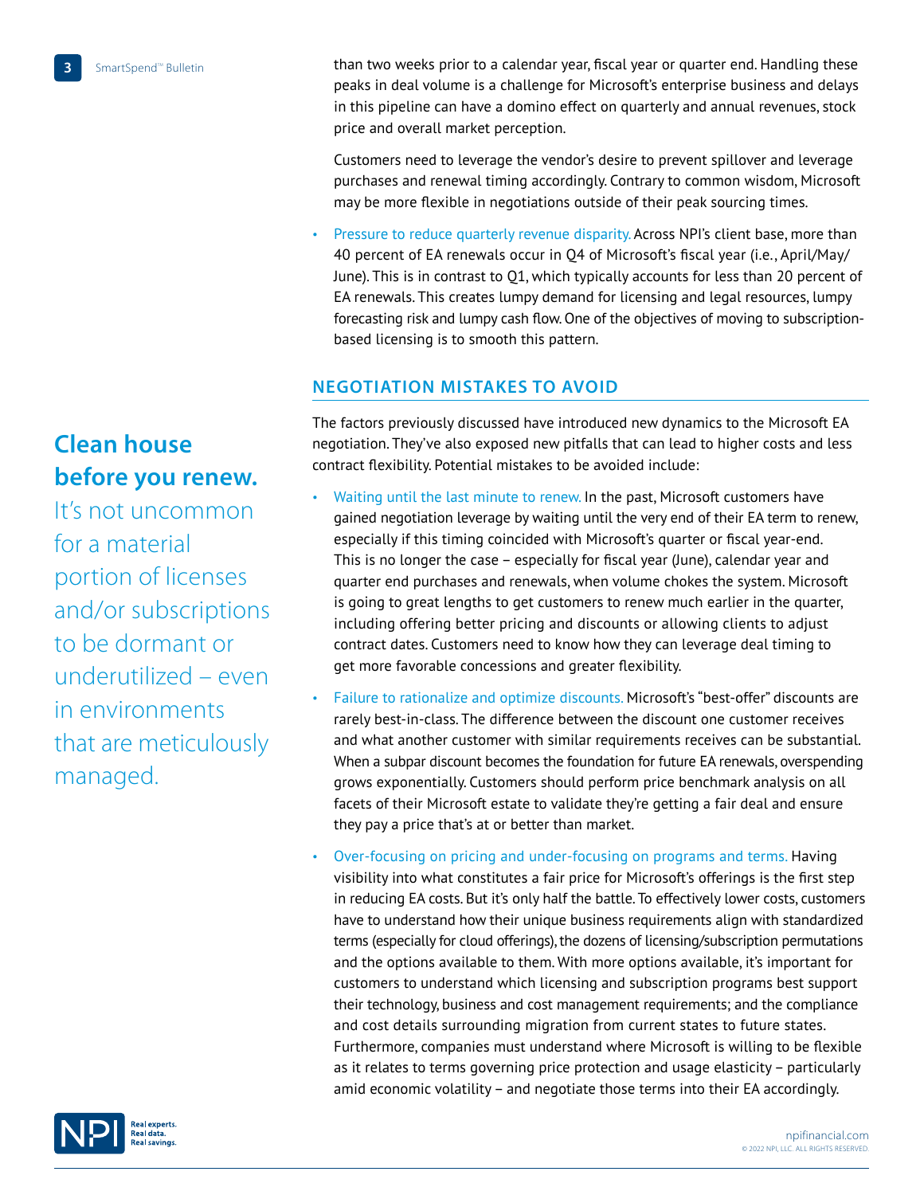than two weeks prior to a calendar year, fiscal year or quarter end. Handling these peaks in deal volume is a challenge for Microsoft's enterprise business and delays in this pipeline can have a domino effect on quarterly and annual revenues, stock price and overall market perception.

Customers need to leverage the vendor's desire to prevent spillover and leverage purchases and renewal timing accordingly. Contrary to common wisdom, Microsoft may be more flexible in negotiations outside of their peak sourcing times.

- Pressure to reduce quarterly revenue disparity. Across NPI's client base, more than 40 percent of EA renewals occur in Q4 of Microsoft's fiscal year (i.e., April/May/June). This is in contrast to Q1, which typically accounts for less than 20 percent of EA renewals. This creates lumpy demand for licensing and legal resources, lumpy forecasting risk and lumpy cash flow. One of the objectives of moving to subscription-based licensing is to smooth this pattern.

## NEGOTIATION MISTAKES TO AVOID

The factors previously discussed have introduced new dynamics to the Microsoft EA negotiation. They've also exposed new pitfalls that can lead to higher costs and less contract flexibility. Potential mistakes to be avoided include:

- Waiting until the last minute to renew. In the past, Microsoft customers have gained negotiation leverage by waiting until the very end of their EA term to renew, especially if this timing coincided with Microsoft's quarter or fiscal year-end. This is no longer the case – especially for fiscal year (June), calendar year and quarter end purchases and renewals, when volume chokes the system. Microsoft is going to great lengths to get customers to renew much earlier in the quarter, including offering better pricing and discounts or allowing clients to adjust contract dates. Customers need to know how they can leverage deal timing to get more favorable concessions and greater flexibility.
- Failure to rationalize and optimize discounts. Microsoft's "best-offer" discounts are rarely best-in-class. The difference between the discount one customer receives and what another customer with similar requirements receives can be substantial. When a subpar discount becomes the foundation for future EA renewals, overspending grows exponentially. Customers should perform price benchmark analysis on all facets of their Microsoft estate to validate they're getting a fair deal and ensure they pay a price that's at or better than market.
- Over-focusing on pricing and under-focusing on programs and terms. Having visibility into what constitutes a fair price for Microsoft's offerings is the first step in reducing EA costs. But it's only half the battle. To effectively lower costs, customers have to understand how their unique business requirements align with standardized terms (especially for cloud offerings), the dozens of licensing/subscription permutations and the options available to them. With more options available, it's important for customers to understand which licensing and subscription programs best support their technology, business and cost management requirements; and the compliance and cost details surrounding migration from current states to future states. Furthermore, companies must understand where Microsoft is willing to be flexible as it relates to terms governing price protection and usage elasticity – particularly amid economic volatility – and negotiate those terms into their EA accordingly.

**Clean house before you renew.** It's not uncommon for a material portion of licenses and/or subscriptions to be dormant or underutilized – even in environments that are meticulously managed.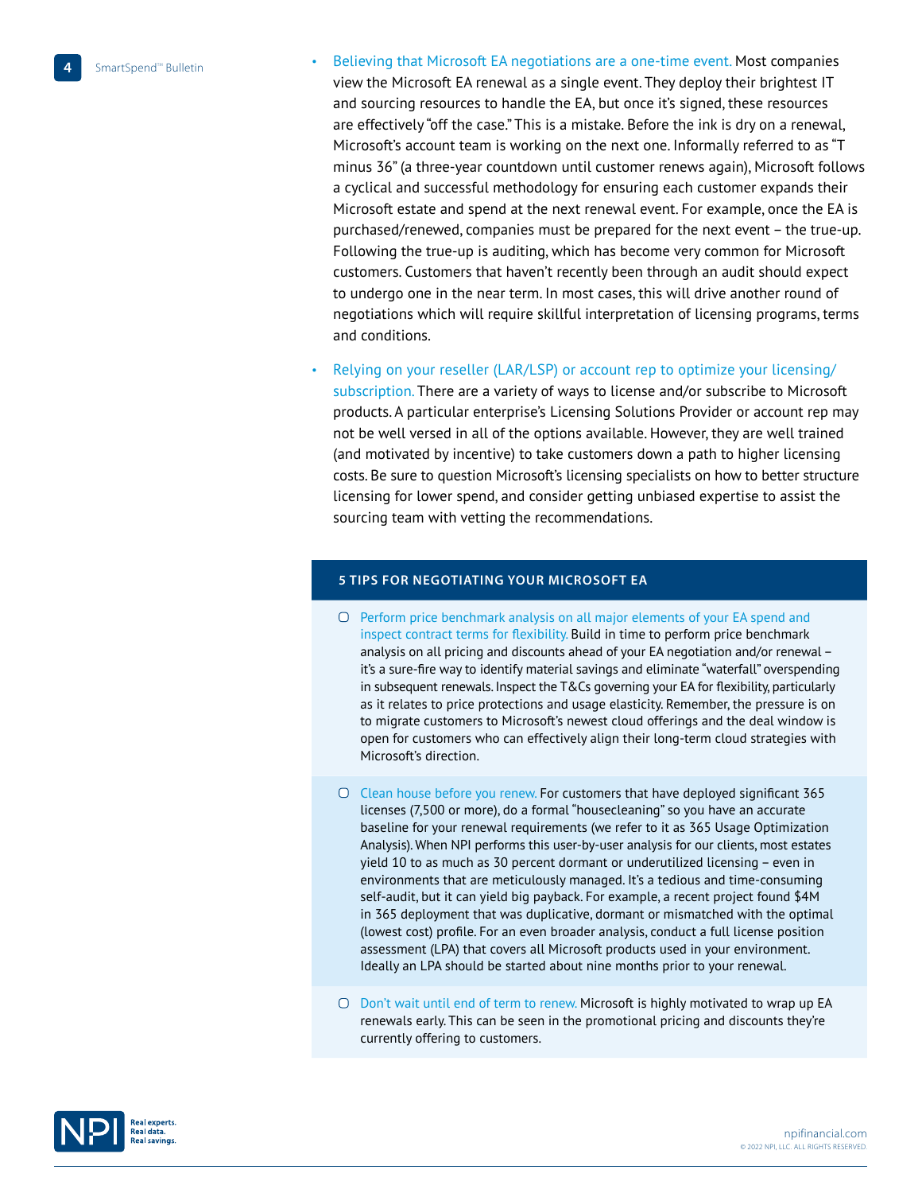- Believing that Microsoft EA negotiations are a one-time event. Most companies view the Microsoft EA renewal as a single event. They deploy their brightest IT and sourcing resources to handle the EA, but once it's signed, these resources are effectively "off the case." This is a mistake. Before the ink is dry on a renewal, Microsoft's account team is working on the next one. Informally referred to as "T minus 36" (a three-year countdown until customer renews again), Microsoft follows a cyclical and successful methodology for ensuring each customer expands their Microsoft estate and spend at the next renewal event. For example, once the EA is purchased/renewed, companies must be prepared for the next event – the true-up. Following the true-up is auditing, which has become very common for Microsoft customers. Customers that haven't recently been through an audit should expect to undergo one in the near term. In most cases, this will drive another round of negotiations which will require skillful interpretation of licensing programs, terms and conditions.

- Relying on your reseller (LAR/LSP) or account rep to optimize your licensing/subscription. There are a variety of ways to license and/or subscribe to Microsoft products. A particular enterprise's Licensing Solutions Provider or account rep may not be well versed in all of the options available. However, they are well trained (and motivated by incentive) to take customers down a path to higher licensing costs. Be sure to question Microsoft's licensing specialists on how to better structure licensing for lower spend, and consider getting unbiased expertise to assist the sourcing team with vetting the recommendations.

### 5 TIPS FOR NEGOTIATING YOUR MICROSOFT EA

- Perform price benchmark analysis on all major elements of your EA spend and inspect contract terms for flexibility. Build in time to perform price benchmark analysis on all pricing and discounts ahead of your EA negotiation and/or renewal – it's a sure-fire way to identify material savings and eliminate "waterfall" overspending in subsequent renewals. Inspect the T&Cs governing your EA for flexibility, particularly as it relates to price protections and usage elasticity. Remember, the pressure is on to migrate customers to Microsoft's newest cloud offerings and the deal window is open for customers who can effectively align their long-term cloud strategies with Microsoft's direction.

- Clean house before you renew. For customers that have deployed significant 365 licenses (7,500 or more), do a formal "housecleaning" so you have an accurate baseline for your renewal requirements (we refer to it as 365 Usage Optimization Analysis). When NPI performs this user-by-user analysis for our clients, most estates yield 10 to as much as 30 percent dormant or underutilized licensing – even in environments that are meticulously managed. It's a tedious and time-consuming self-audit, but it can yield big payback. For example, a recent project found $4M in 365 deployment that was duplicative, dormant or mismatched with the optimal (lowest cost) profile. For an even broader analysis, conduct a full license position assessment (LPA) that covers all Microsoft products used in your environment. Ideally an LPA should be started about nine months prior to your renewal.

- Don't wait until end of term to renew. Microsoft is highly motivated to wrap up EA renewals early. This can be seen in the promotional pricing and discounts they're currently offering to customers.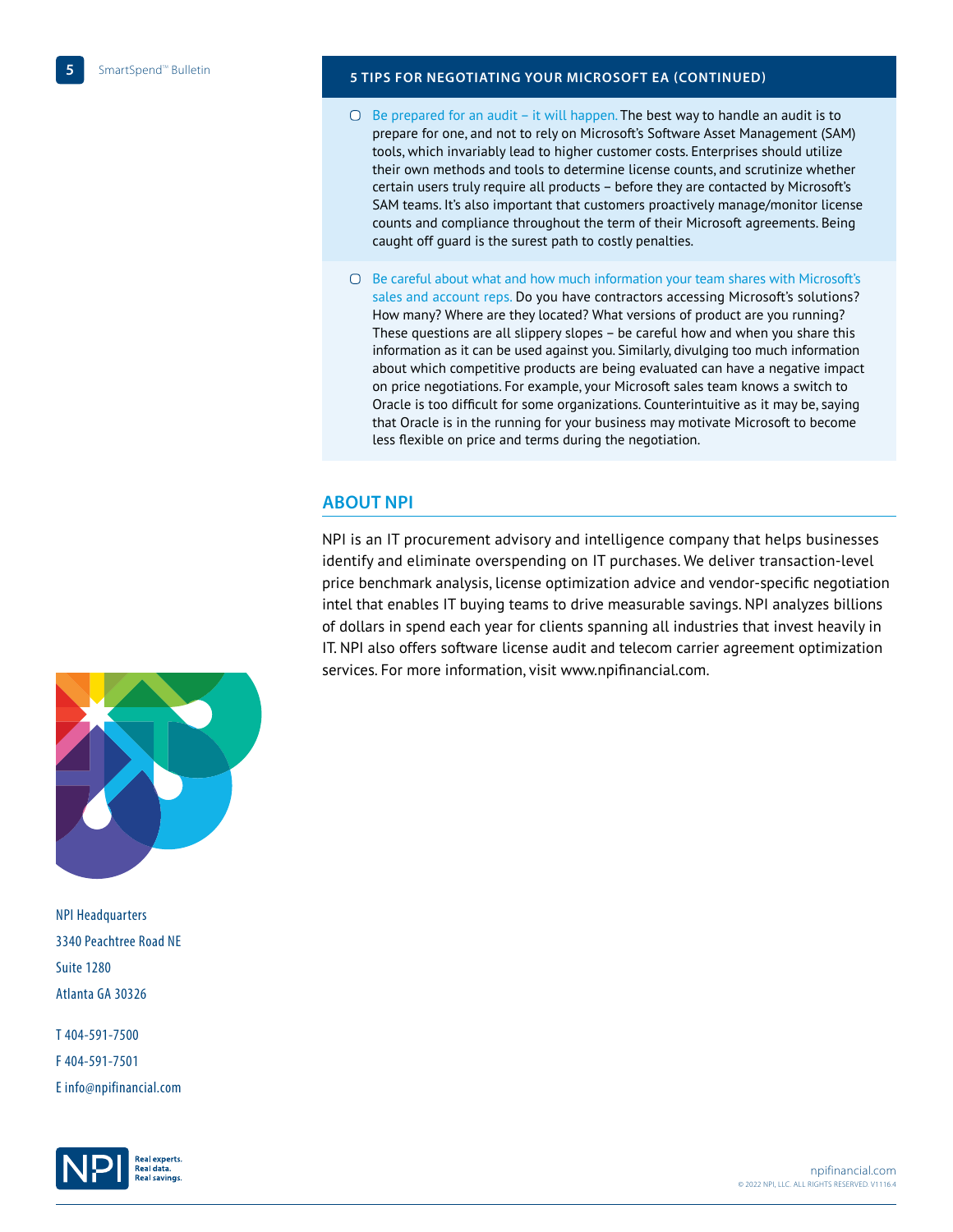## 5 TIPS FOR NEGOTIATING YOUR MICROSOFT EA (CONTINUED)

- Be prepared for an audit – it will happen. The best way to handle an audit is to prepare for one, and not to rely on Microsoft's Software Asset Management (SAM) tools, which invariably lead to higher customer costs. Enterprises should utilize their own methods and tools to determine license counts, and scrutinize whether certain users truly require all products – before they are contacted by Microsoft's SAM teams. It's also important that customers proactively manage/monitor license counts and compliance throughout the term of their Microsoft agreements. Being caught off guard is the surest path to costly penalties.

- Be careful about what and how much information your team shares with Microsoft's sales and account reps. Do you have contractors accessing Microsoft's solutions? How many? Where are they located? What versions of product are you running? These questions are all slippery slopes – be careful how and when you share this information as it can be used against you. Similarly, divulging too much information about which competitive products are being evaluated can have a negative impact on price negotiations. For example, your Microsoft sales team knows a switch to Oracle is too difficult for some organizations. Counterintuitive as it may be, saying that Oracle is in the running for your business may motivate Microsoft to become less flexible on price and terms during the negotiation.

## ABOUT NPI

NPI is an IT procurement advisory and intelligence company that helps businesses identify and eliminate overspending on IT purchases. We deliver transaction-level price benchmark analysis, license optimization advice and vendor-specific negotiation intel that enables IT buying teams to drive measurable savings. NPI analyzes billions of dollars in spend each year for clients spanning all industries that invest heavily in IT. NPI also offers software license audit and telecom carrier agreement optimization services. For more information, visit www.npifinancial.com.

NPI Headquarters
3340 Peachtree Road NE
Suite 1280
Atlanta GA 30326

T 404-591-7500
F 404-591-7501
E info@npifinancial.com

NPI Real experts. Real data. Real savings.

npifinancial.com
© 2022 NPI, LLC. ALL RIGHTS RESERVED. V1116.4